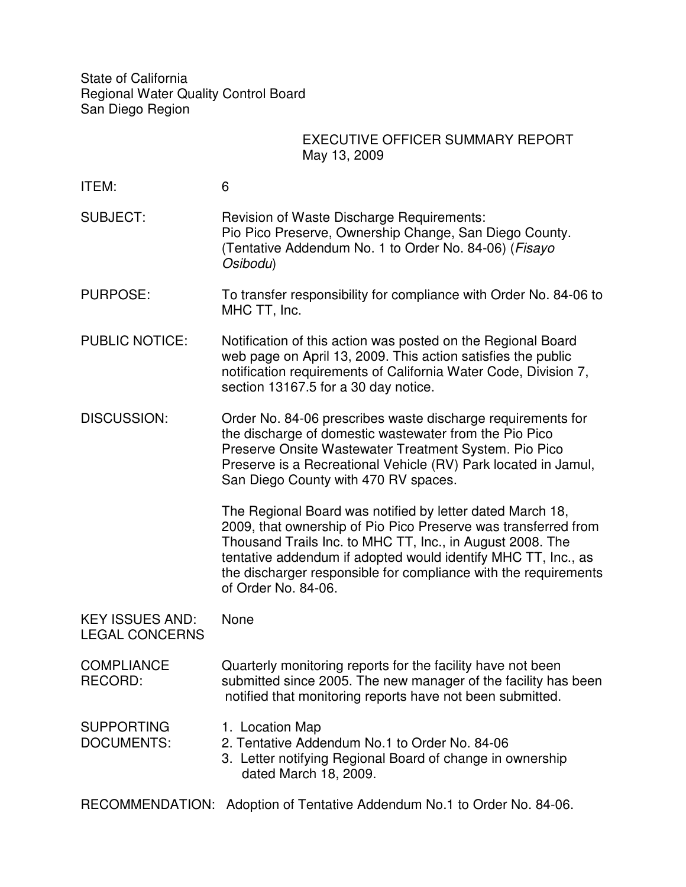State of California
Regional Water Quality Control Board
San Diego Region

**EXECUTIVE OFFICER SUMMARY REPORT**
May 13, 2009

**ITEM:** 6

**SUBJECT:** Revision of Waste Discharge Requirements: Pio Pico Preserve, Ownership Change, San Diego County. (Tentative Addendum No. 1 to Order No. 84-06) (*Fisayo Osibodu*)

**PURPOSE:** To transfer responsibility for compliance with Order No. 84-06 to MHC TT, Inc.

**PUBLIC NOTICE:** Notification of this action was posted on the Regional Board web page on April 13, 2009. This action satisfies the public notification requirements of California Water Code, Division 7, section 13167.5 for a 30 day notice.

**DISCUSSION:** Order No. 84-06 prescribes waste discharge requirements for the discharge of domestic wastewater from the Pio Pico Preserve Onsite Wastewater Treatment System. Pio Pico Preserve is a Recreational Vehicle (RV) Park located in Jamul, San Diego County with 470 RV spaces.

The Regional Board was notified by letter dated March 18, 2009, that ownership of Pio Pico Preserve was transferred from Thousand Trails Inc. to MHC TT, Inc., in August 2008. The tentative addendum if adopted would identify MHC TT, Inc., as the discharger responsible for compliance with the requirements of Order No. 84-06.

**KEY ISSUES AND: LEGAL CONCERNS** None

**COMPLIANCE RECORD:** Quarterly monitoring reports for the facility have not been submitted since 2005. The new manager of the facility has been notified that monitoring reports have not been submitted.

**SUPPORTING DOCUMENTS:**

1. Location Map
2. Tentative Addendum No.1 to Order No. 84-06
3. Letter notifying Regional Board of change in ownership dated March 18, 2009.

**RECOMMENDATION:** Adoption of Tentative Addendum No.1 to Order No. 84-06.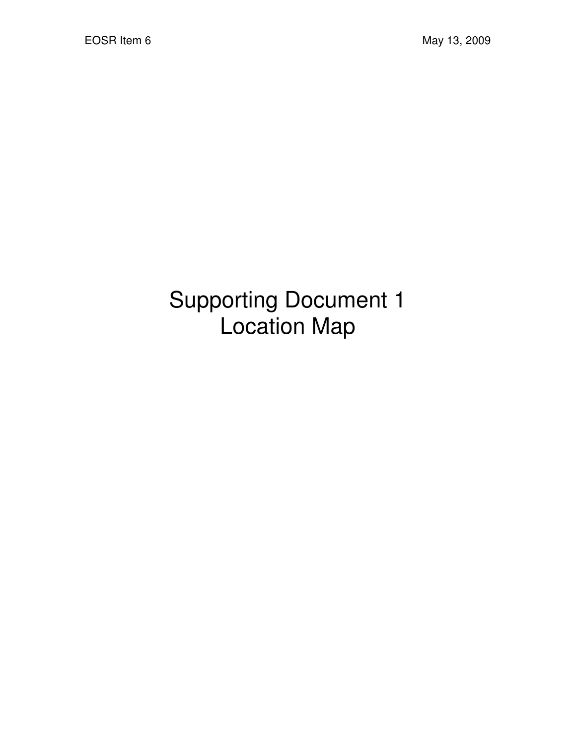# Supporting Document 1
# Location Map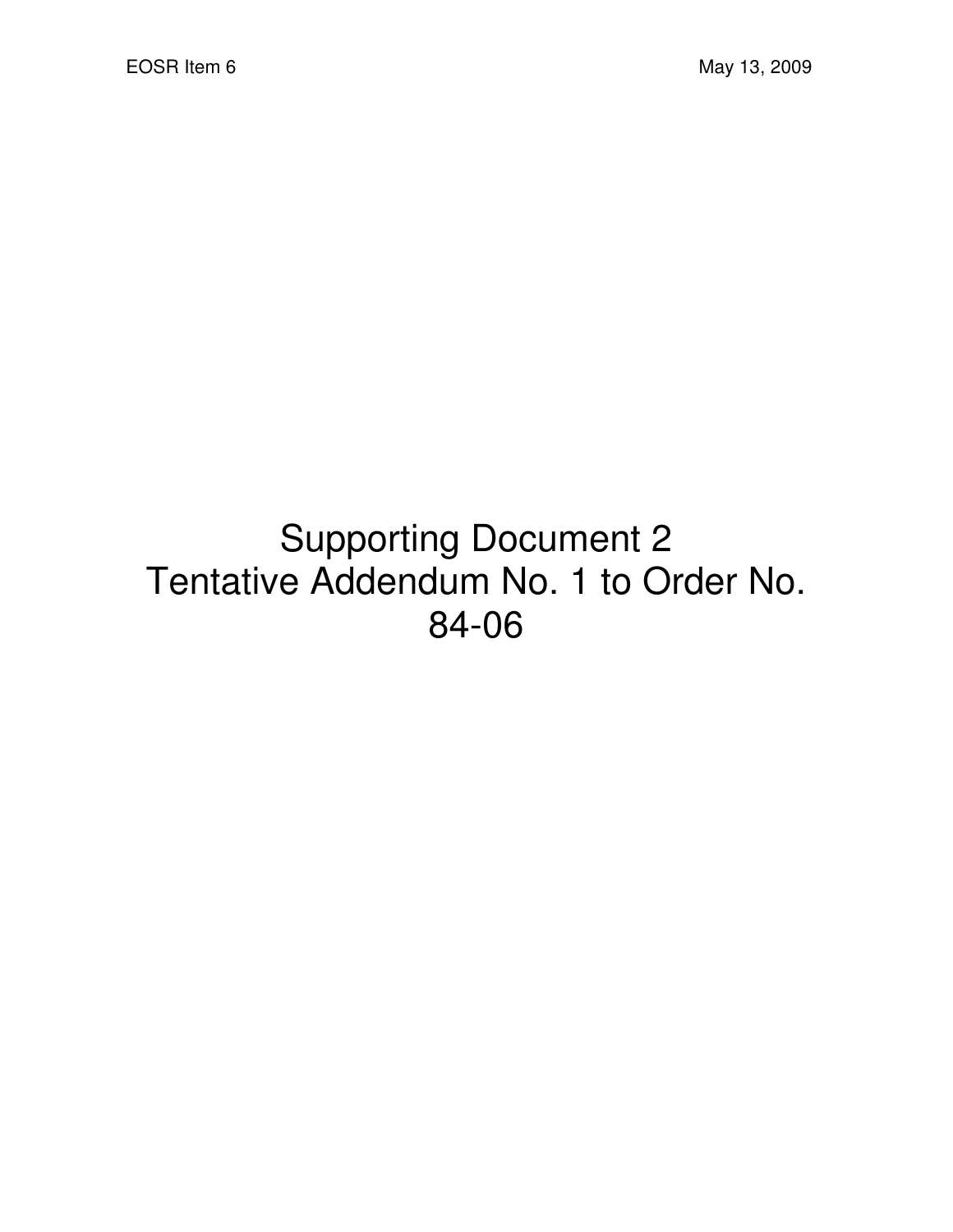# Supporting Document 2
# Tentative Addendum No. 1 to Order No. 84-06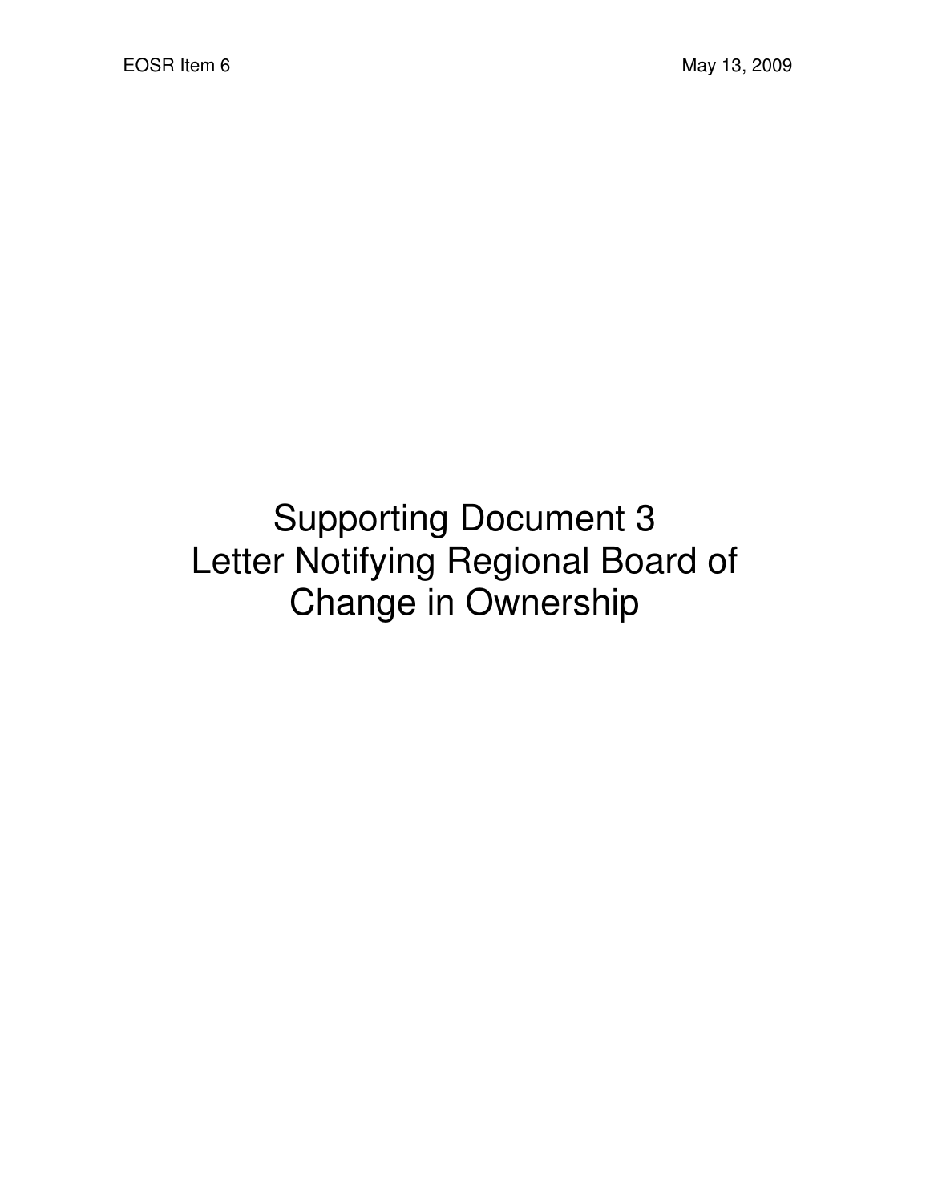# Supporting Document 3
# Letter Notifying Regional Board of Change in Ownership